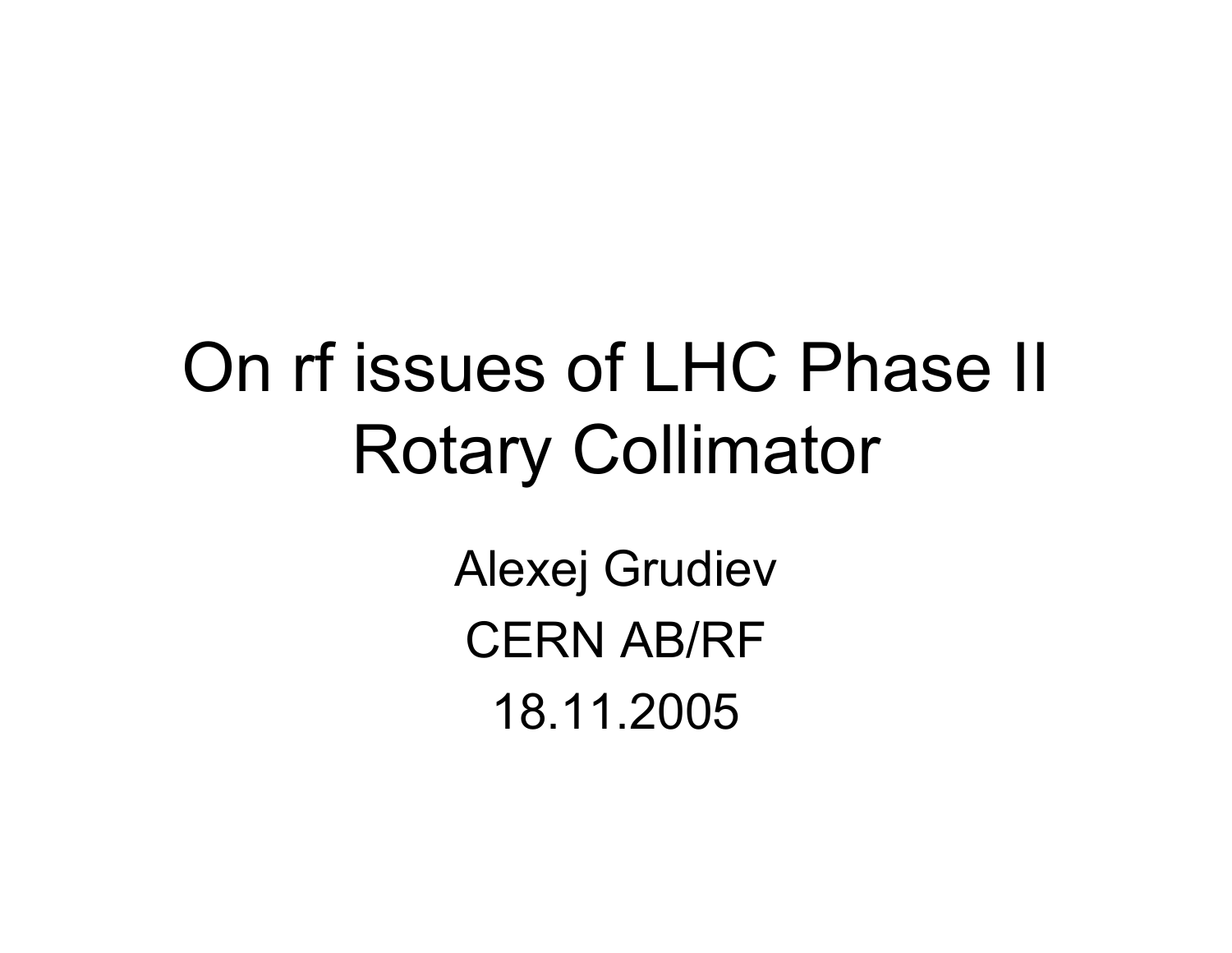# On rf issues of LHC Phase II Rotary Collimator

Alexej Grudiev

CERN AB/RF

18.11.2005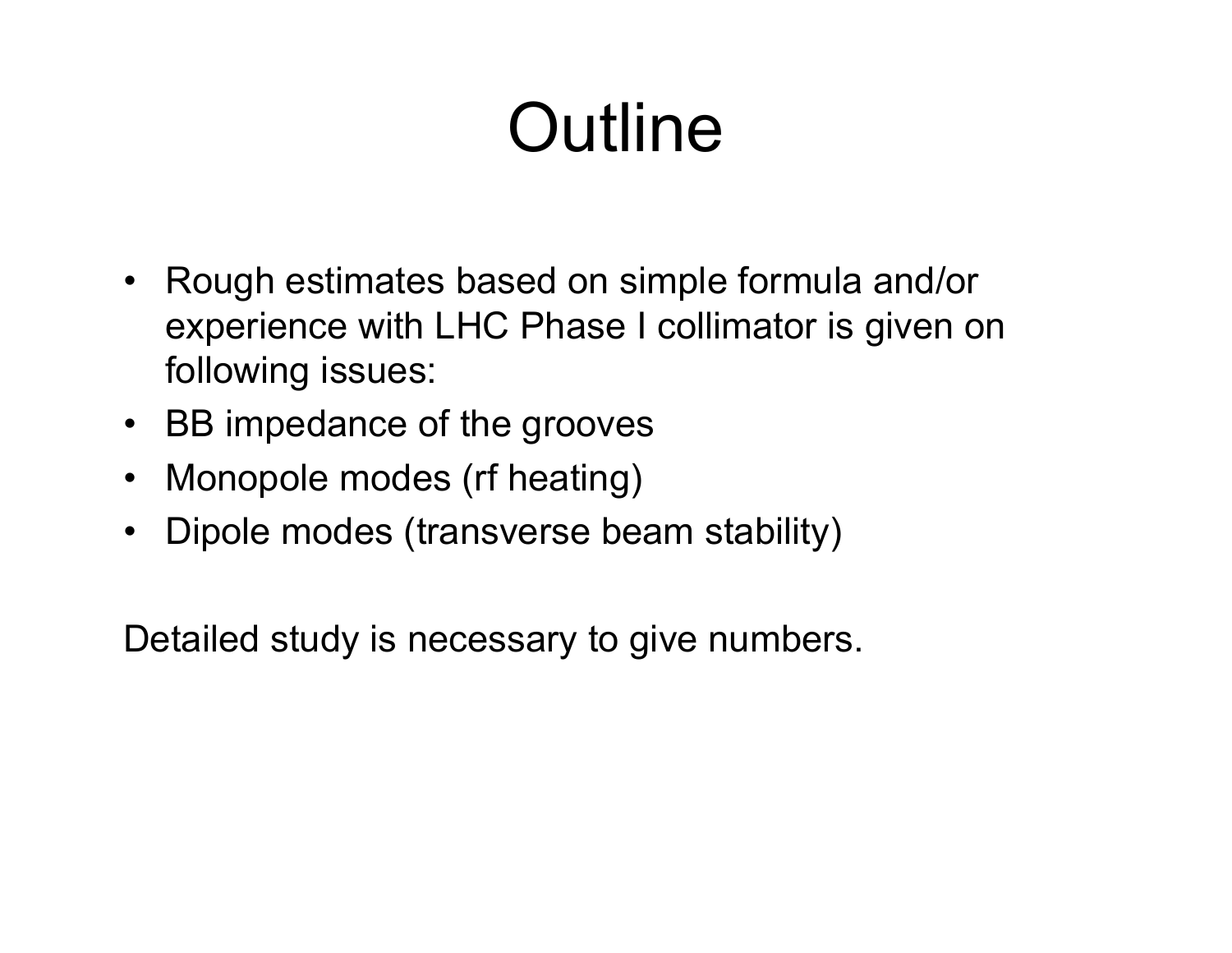# Outline

- Rough estimates based on simple formula and/or experience with LHC Phase I collimator is given on following issues:
- BB impedance of the grooves
- Monopole modes (rf heating)
- Dipole modes (transverse beam stability)

Detailed study is necessary to give numbers.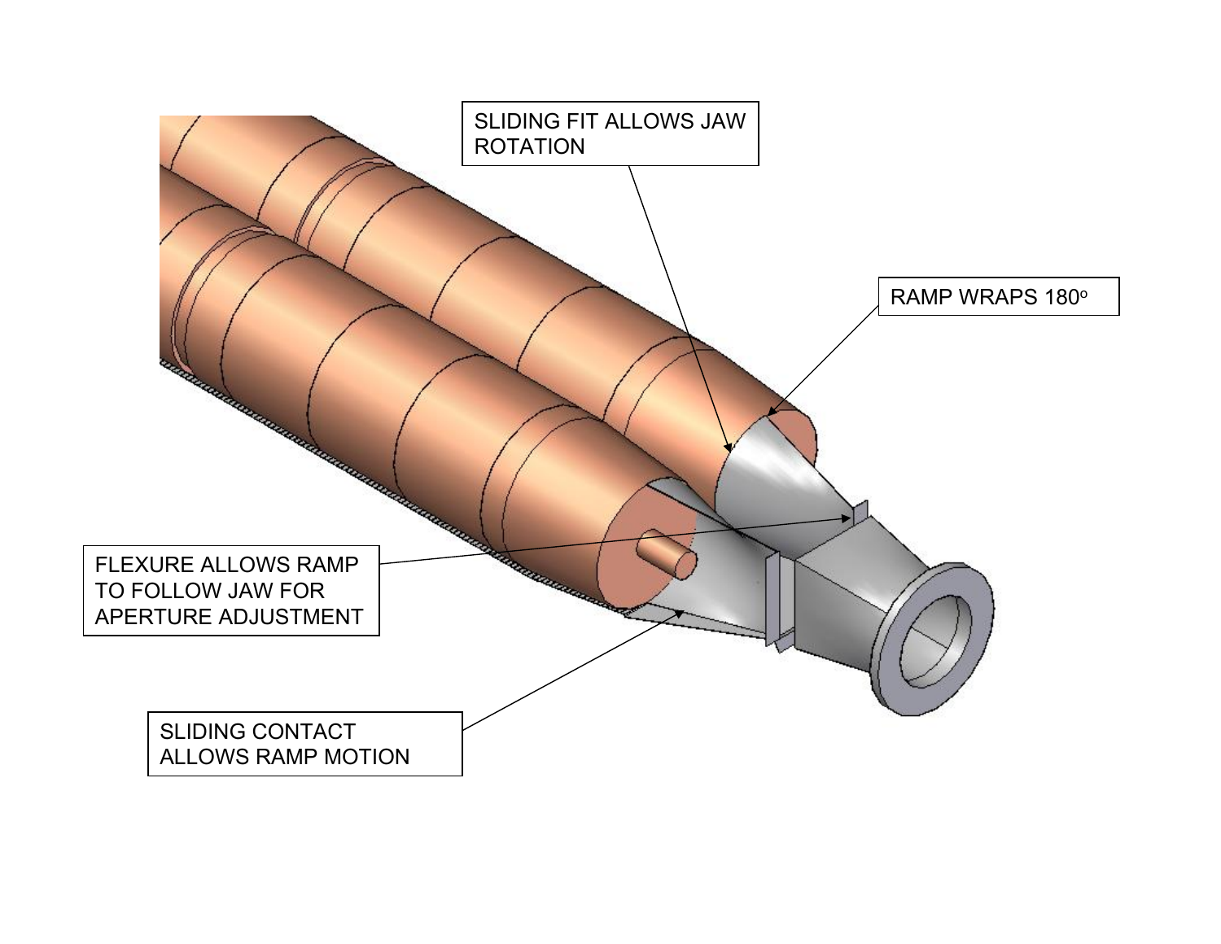SLIDING FIT ALLOWS JAW ROTATION

RAMP WRAPS 180°

FLEXURE ALLOWS RAMP TO FOLLOW JAW FOR APERTURE ADJUSTMENT

SLIDING CONTACT ALLOWS RAMP MOTION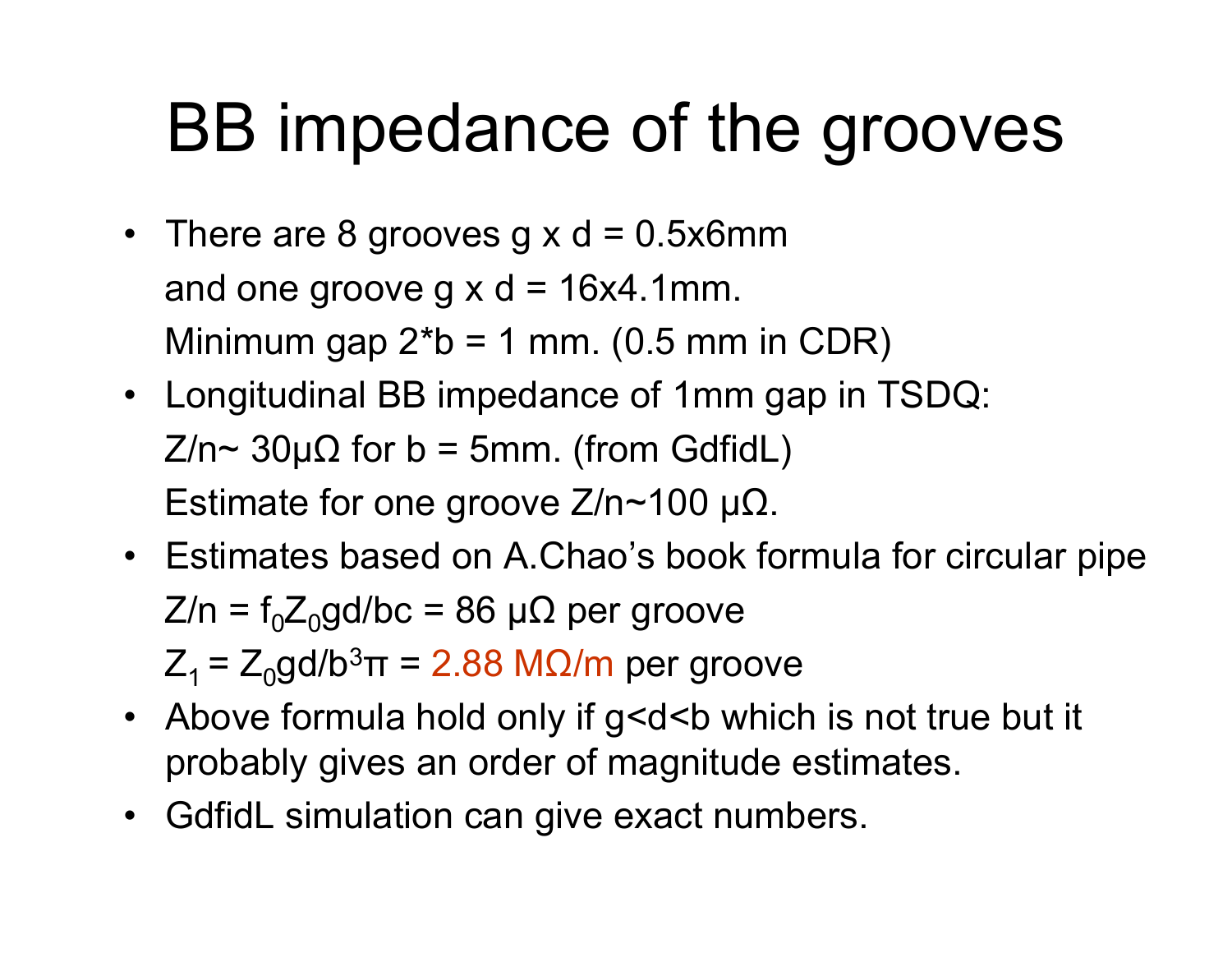# BB impedance of the grooves

- There are 8 grooves $g \times d = 0.5 \times 6$ mm and one groove $g \times d = 16 \times 4.1$ mm. Minimum gap $2*b = 1$ mm. (0.5 mm in CDR)
- Longitudinal BB impedance of 1mm gap in TSDQ: $Z/n \sim 30 \mu\Omega$ for $b = 5$mm. (from GdfidL) Estimate for one groove $Z/n \sim 100\ \mu\Omega$.
- Estimates based on A.Chao's book formula for circular pipe $Z/n = f_0 Z_0 gd/bc = 86\ \mu\Omega$ per groove $Z_1 = Z_0 gd/b^3\pi = 2.88\ \text{M}\Omega/\text{m}$ per groove
- Above formula hold only if $g<d<b$ which is not true but it probably gives an order of magnitude estimates.
- GdfidL simulation can give exact numbers.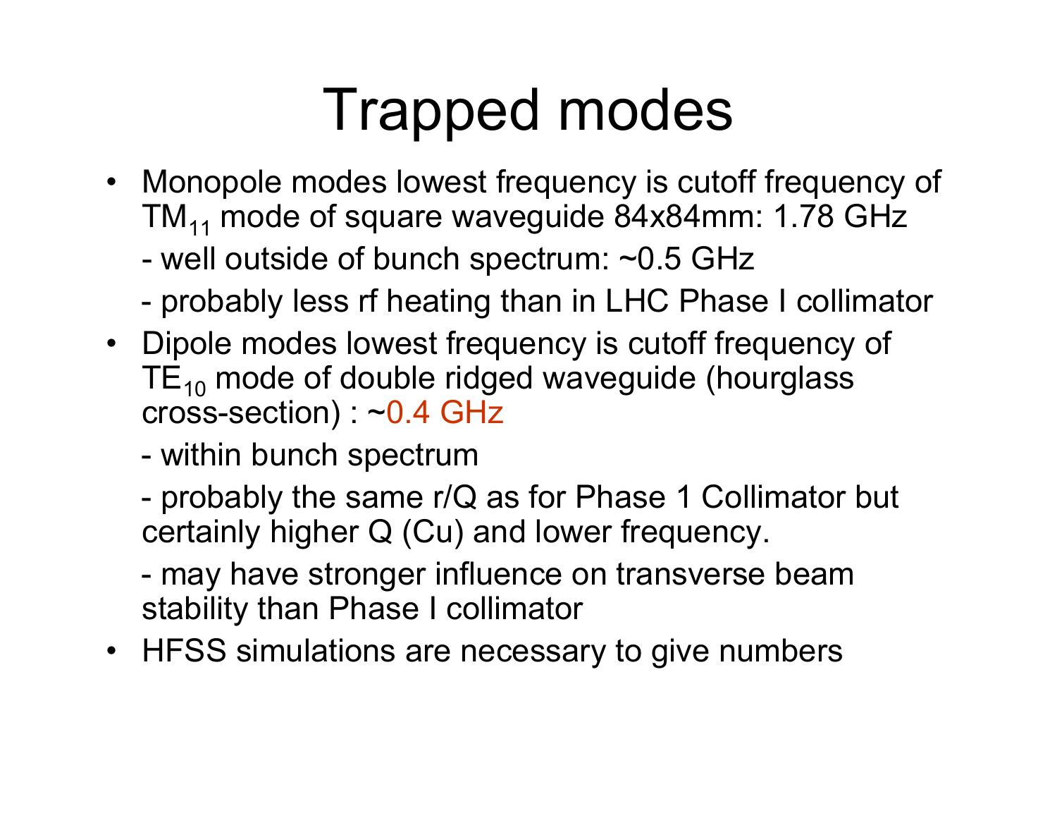# Trapped modes

- Monopole modes lowest frequency is cutoff frequency of $TM_{11}$ mode of square waveguide 84x84mm: 1.78 GHz

  - well outside of bunch spectrum: ~0.5 GHz

  - probably less rf heating than in LHC Phase I collimator

- Dipole modes lowest frequency is cutoff frequency of $TE_{10}$ mode of double ridged waveguide (hourglass cross-section) : ~0.4 GHz

  - within bunch spectrum

  - probably the same r/Q as for Phase 1 Collimator but certainly higher Q (Cu) and lower frequency.

  - may have stronger influence on transverse beam stability than Phase I collimator

- HFSS simulations are necessary to give numbers